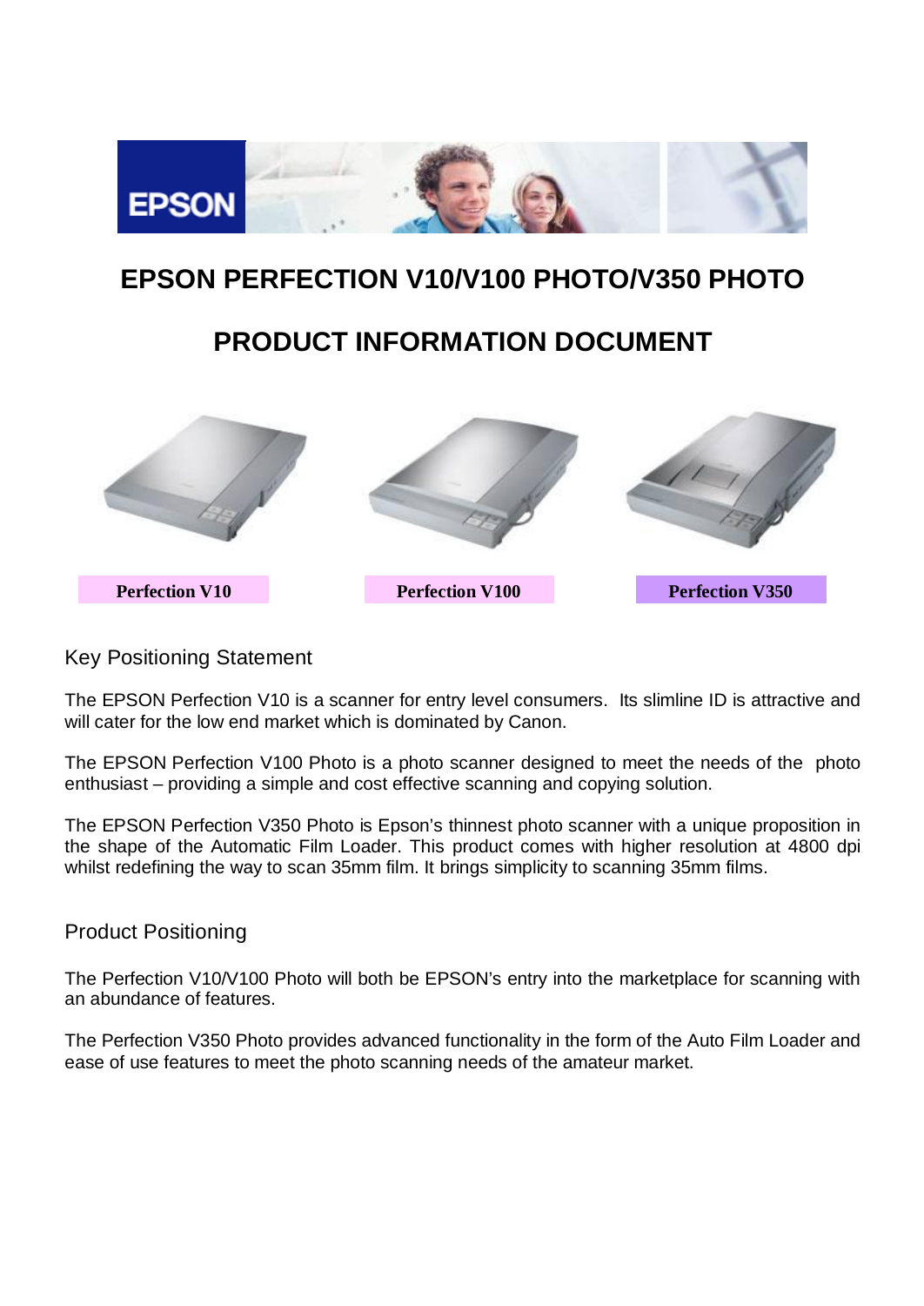# EPSON PERFECTION V10/V100 PHOTO/V350 PHOTO

# PRODUCT INFORMATION DOCUMENT

**Perfection V10** | **Perfection V100** | **Perfection V350**

## Key Positioning Statement

The EPSON Perfection V10 is a scanner for entry level consumers. Its slimline ID is attractive and will cater for the low end market which is dominated by Canon.

The EPSON Perfection V100 Photo is a photo scanner designed to meet the needs of the photo enthusiast – providing a simple and cost effective scanning and copying solution.

The EPSON Perfection V350 Photo is Epson's thinnest photo scanner with a unique proposition in the shape of the Automatic Film Loader. This product comes with higher resolution at 4800 dpi whilst redefining the way to scan 35mm film. It brings simplicity to scanning 35mm films.

## Product Positioning

The Perfection V10/V100 Photo will both be EPSON's entry into the marketplace for scanning with an abundance of features.

The Perfection V350 Photo provides advanced functionality in the form of the Auto Film Loader and ease of use features to meet the photo scanning needs of the amateur market.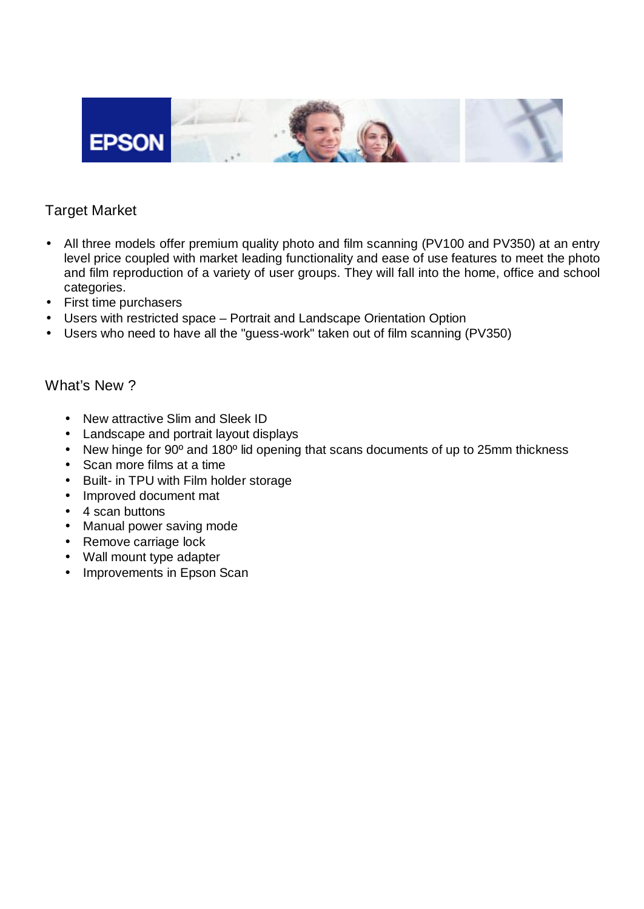## Target Market

- All three models offer premium quality photo and film scanning (PV100 and PV350) at an entry level price coupled with market leading functionality and ease of use features to meet the photo and film reproduction of a variety of user groups. They will fall into the home, office and school categories.
- First time purchasers
- Users with restricted space – Portrait and Landscape Orientation Option
- Users who need to have all the "guess-work" taken out of film scanning (PV350)

## What's New ?

- New attractive Slim and Sleek ID
- Landscape and portrait layout displays
- New hinge for 90º and 180º lid opening that scans documents of up to 25mm thickness
- Scan more films at a time
- Built- in TPU with Film holder storage
- Improved document mat
- 4 scan buttons
- Manual power saving mode
- Remove carriage lock
- Wall mount type adapter
- Improvements in Epson Scan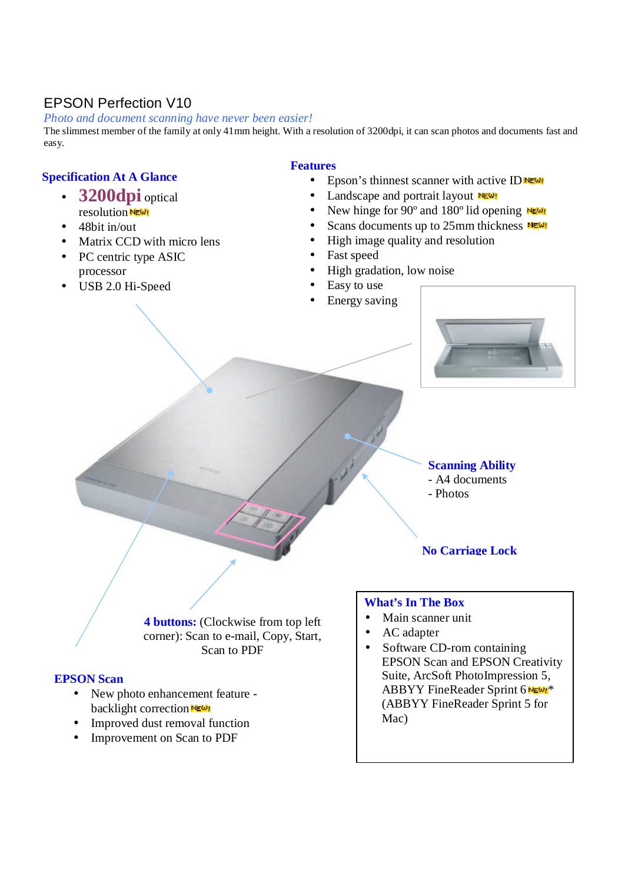# EPSON Perfection V10

*Photo and document scanning have never been easier!*

The slimmest member of the family at only 41mm height. With a resolution of 3200dpi, it can scan photos and documents fast and easy.

## Specification At A Glance

- **3200dpi** optical resolution NEW!
- 48bit in/out
- Matrix CCD with micro lens
- PC centric type ASIC processor
- USB 2.0 Hi-Speed

## Features

- Epson's thinnest scanner with active ID NEW!
- Landscape and portrait layout NEW!
- New hinge for 90º and 180º lid opening NEW!
- Scans documents up to 25mm thickness NEW!
- High image quality and resolution
- Fast speed
- High gradation, low noise
- Easy to use
- Energy saving

**Scanning Ability**
- A4 documents
- Photos

**No Carriage Lock**

**4 buttons:** (Clockwise from top left corner): Scan to e-mail, Copy, Start, Scan to PDF

## EPSON Scan

- New photo enhancement feature - backlight correction NEW!
- Improved dust removal function
- Improvement on Scan to PDF

## What's In The Box

- Main scanner unit
- AC adapter
- Software CD-rom containing EPSON Scan and EPSON Creativity Suite, ArcSoft PhotoImpression 5, ABBYY FineReader Sprint 6 NEW!* (ABBYY FineReader Sprint 5 for Mac)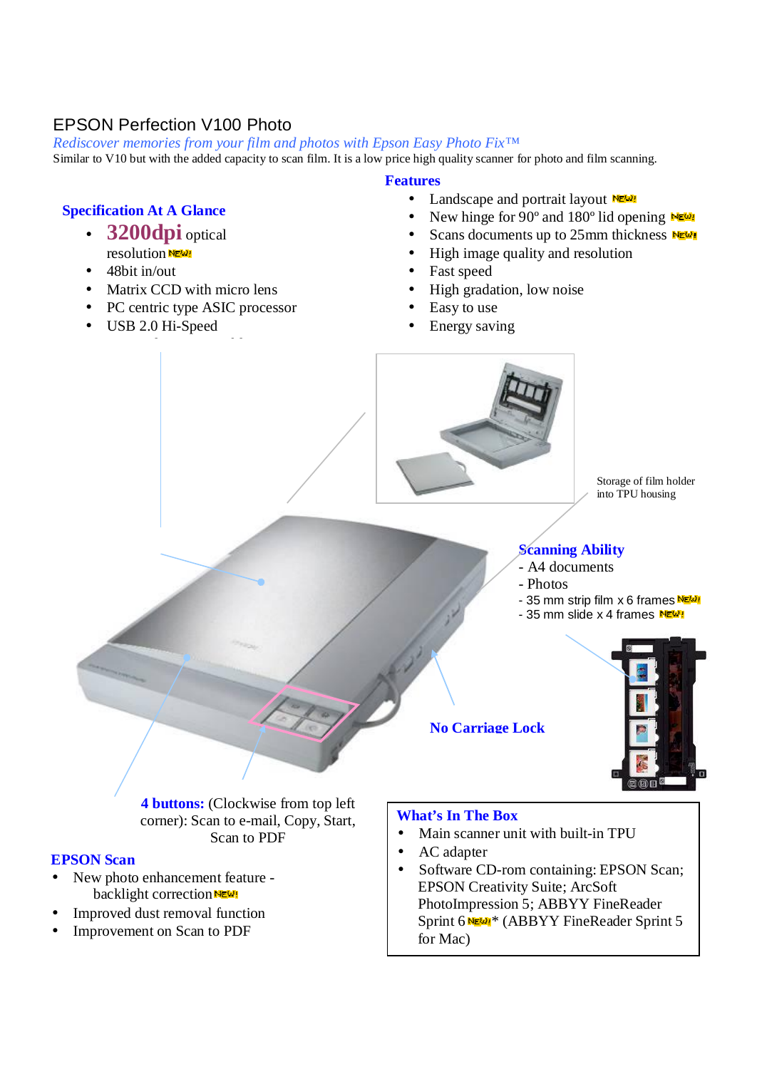# EPSON Perfection V100 Photo

*Rediscover memories from your film and photos with Epson Easy Photo Fix™*

Similar to V10 but with the added capacity to scan film. It is a low price high quality scanner for photo and film scanning.

## Specification At A Glance

- **3200dpi** optical resolution NEW!
- 48bit in/out
- Matrix CCD with micro lens
- PC centric type ASIC processor
- USB 2.0 Hi-Speed

## Features

- Landscape and portrait layout NEW!
- New hinge for 90º and 180º lid opening NEW!
- Scans documents up to 25mm thickness NEW!
- High image quality and resolution
- Fast speed
- High gradation, low noise
- Easy to use
- Energy saving

Storage of film holder into TPU housing

## Scanning Ability

- A4 documents
- Photos
- 35 mm strip film x 6 frames NEW!
- 35 mm slide x 4 frames NEW!

**No Carriage Lock**

**4 buttons:** (Clockwise from top left corner): Scan to e-mail, Copy, Start, Scan to PDF

## EPSON Scan

- New photo enhancement feature - backlight correction NEW!
- Improved dust removal function
- Improvement on Scan to PDF

## What's In The Box

- Main scanner unit with built-in TPU
- AC adapter
- Software CD-rom containing: EPSON Scan; EPSON Creativity Suite; ArcSoft PhotoImpression 5; ABBYY FineReader Sprint 6 NEW!* (ABBYY FineReader Sprint 5 for Mac)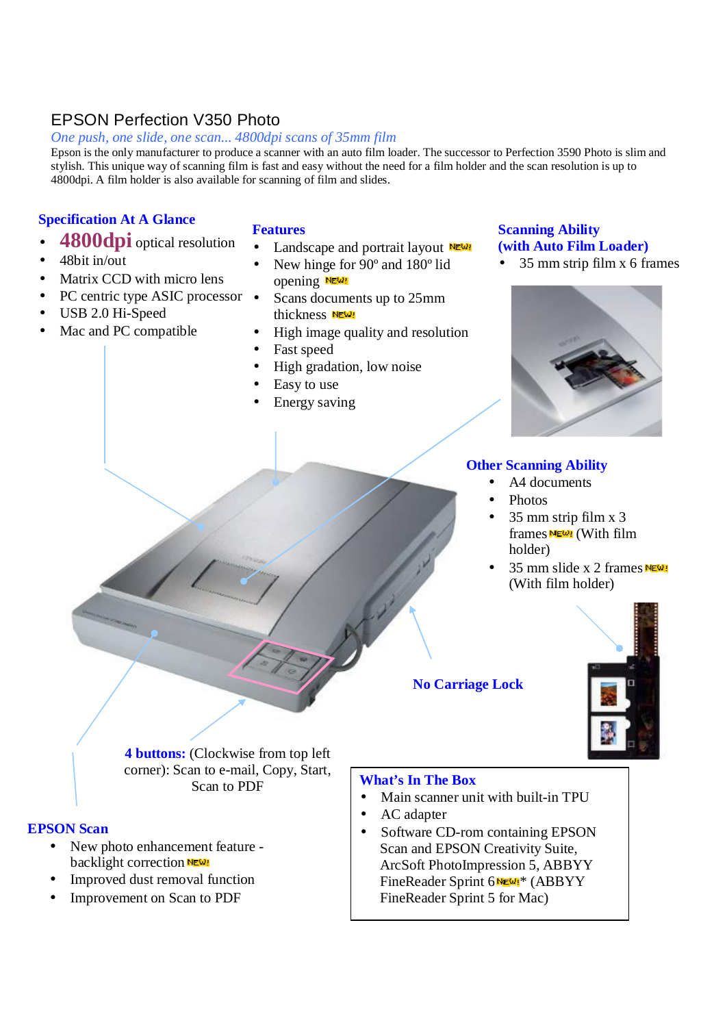# EPSON Perfection V350 Photo

*One push, one slide, one scan... 4800dpi scans of 35mm film*

Epson is the only manufacturer to produce a scanner with an auto film loader. The successor to Perfection 3590 Photo is slim and stylish. This unique way of scanning film is fast and easy without the need for a film holder and the scan resolution is up to 4800dpi. A film holder is also available for scanning of film and slides.

## Specification At A Glance

- **4800dpi** optical resolution
- 48bit in/out
- Matrix CCD with micro lens
- PC centric type ASIC processor
- USB 2.0 Hi-Speed
- Mac and PC compatible

## Features

- Landscape and portrait layout NEW!
- New hinge for 90º and 180º lid opening NEW!
- Scans documents up to 25mm thickness NEW!
- High image quality and resolution
- Fast speed
- High gradation, low noise
- Easy to use
- Energy saving

## Scanning Ability (with Auto Film Loader)

- 35 mm strip film x 6 frames

## Other Scanning Ability

- A4 documents
- Photos
- 35 mm strip film x 3 frames NEW! (With film holder)
- 35 mm slide x 2 frames NEW! (With film holder)

**No Carriage Lock**

**4 buttons:** (Clockwise from top left corner): Scan to e-mail, Copy, Start, Scan to PDF

## EPSON Scan

- New photo enhancement feature - backlight correction NEW!
- Improved dust removal function
- Improvement on Scan to PDF

## What's In The Box

- Main scanner unit with built-in TPU
- AC adapter
- Software CD-rom containing EPSON Scan and EPSON Creativity Suite, ArcSoft PhotoImpression 5, ABBYY FineReader Sprint 6 NEW!* (ABBYY FineReader Sprint 5 for Mac)